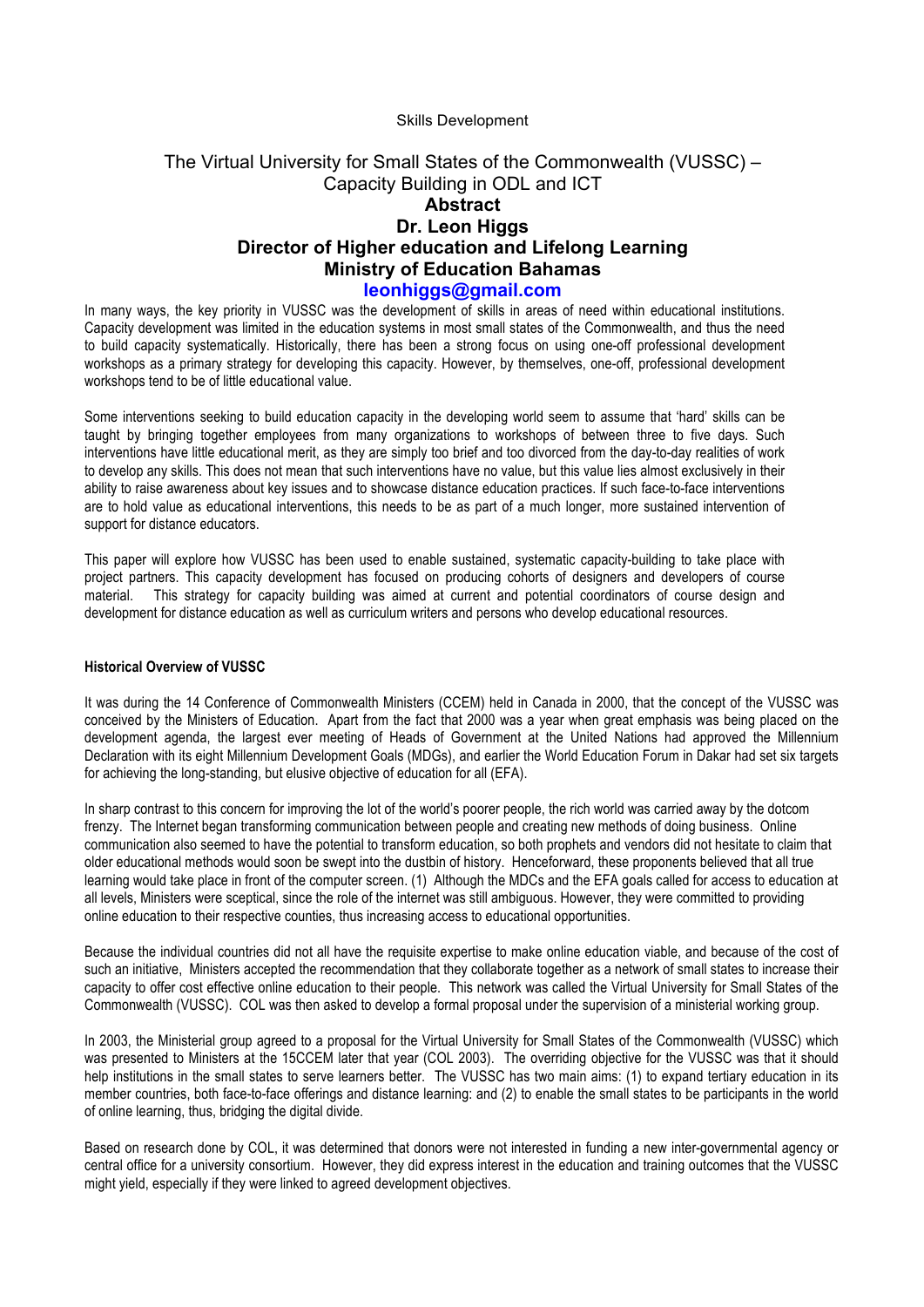Skills Development

# The Virtual University for Small States of the Commonwealth (VUSSC) – Capacity Building in ODL and ICT

## Abstract

**Dr. Leon Higgs**
**Director of Higher education and Lifelong Learning**
**Ministry of Education Bahamas**
**leonhiggs@gmail.com**

In many ways, the key priority in VUSSC was the development of skills in areas of need within educational institutions. Capacity development was limited in the education systems in most small states of the Commonwealth, and thus the need to build capacity systematically. Historically, there has been a strong focus on using one-off professional development workshops as a primary strategy for developing this capacity. However, by themselves, one-off, professional development workshops tend to be of little educational value.

Some interventions seeking to build education capacity in the developing world seem to assume that 'hard' skills can be taught by bringing together employees from many organizations to workshops of between three to five days. Such interventions have little educational merit, as they are simply too brief and too divorced from the day-to-day realities of work to develop any skills. This does not mean that such interventions have no value, but this value lies almost exclusively in their ability to raise awareness about key issues and to showcase distance education practices. If such face-to-face interventions are to hold value as educational interventions, this needs to be as part of a much longer, more sustained intervention of support for distance educators.

This paper will explore how VUSSC has been used to enable sustained, systematic capacity-building to take place with project partners. This capacity development has focused on producing cohorts of designers and developers of course material. This strategy for capacity building was aimed at current and potential coordinators of course design and development for distance education as well as curriculum writers and persons who develop educational resources.

#### Historical Overview of VUSSC

It was during the 14 Conference of Commonwealth Ministers (CCEM) held in Canada in 2000, that the concept of the VUSSC was conceived by the Ministers of Education. Apart from the fact that 2000 was a year when great emphasis was being placed on the development agenda, the largest ever meeting of Heads of Government at the United Nations had approved the Millennium Declaration with its eight Millennium Development Goals (MDGs), and earlier the World Education Forum in Dakar had set six targets for achieving the long-standing, but elusive objective of education for all (EFA).

In sharp contrast to this concern for improving the lot of the world's poorer people, the rich world was carried away by the dotcom frenzy. The Internet began transforming communication between people and creating new methods of doing business. Online communication also seemed to have the potential to transform education, so both prophets and vendors did not hesitate to claim that older educational methods would soon be swept into the dustbin of history. Henceforward, these proponents believed that all true learning would take place in front of the computer screen. (1) Although the MDCs and the EFA goals called for access to education at all levels, Ministers were sceptical, since the role of the internet was still ambiguous. However, they were committed to providing online education to their respective counties, thus increasing access to educational opportunities.

Because the individual countries did not all have the requisite expertise to make online education viable, and because of the cost of such an initiative, Ministers accepted the recommendation that they collaborate together as a network of small states to increase their capacity to offer cost effective online education to their people. This network was called the Virtual University for Small States of the Commonwealth (VUSSC). COL was then asked to develop a formal proposal under the supervision of a ministerial working group.

In 2003, the Ministerial group agreed to a proposal for the Virtual University for Small States of the Commonwealth (VUSSC) which was presented to Ministers at the 15CCEM later that year (COL 2003). The overriding objective for the VUSSC was that it should help institutions in the small states to serve learners better. The VUSSC has two main aims: (1) to expand tertiary education in its member countries, both face-to-face offerings and distance learning: and (2) to enable the small states to be participants in the world of online learning, thus, bridging the digital divide.

Based on research done by COL, it was determined that donors were not interested in funding a new inter-governmental agency or central office for a university consortium. However, they did express interest in the education and training outcomes that the VUSSC might yield, especially if they were linked to agreed development objectives.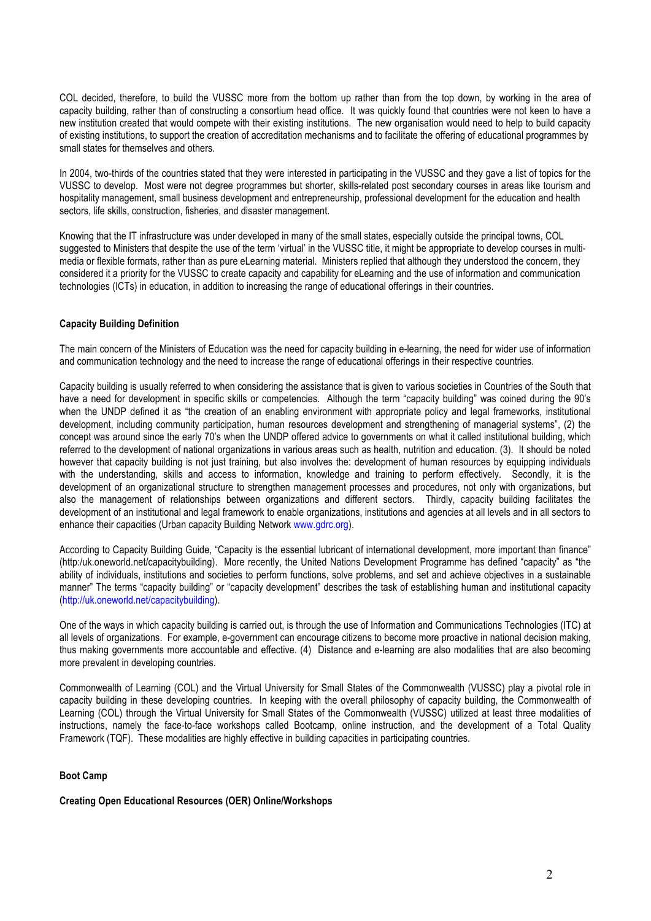COL decided, therefore, to build the VUSSC more from the bottom up rather than from the top down, by working in the area of capacity building, rather than of constructing a consortium head office. It was quickly found that countries were not keen to have a new institution created that would compete with their existing institutions. The new organisation would need to help to build capacity of existing institutions, to support the creation of accreditation mechanisms and to facilitate the offering of educational programmes by small states for themselves and others.

In 2004, two-thirds of the countries stated that they were interested in participating in the VUSSC and they gave a list of topics for the VUSSC to develop. Most were not degree programmes but shorter, skills-related post secondary courses in areas like tourism and hospitality management, small business development and entrepreneurship, professional development for the education and health sectors, life skills, construction, fisheries, and disaster management.

Knowing that the IT infrastructure was under developed in many of the small states, especially outside the principal towns, COL suggested to Ministers that despite the use of the term 'virtual' in the VUSSC title, it might be appropriate to develop courses in multi-media or flexible formats, rather than as pure eLearning material. Ministers replied that although they understood the concern, they considered it a priority for the VUSSC to create capacity and capability for eLearning and the use of information and communication technologies (ICTs) in education, in addition to increasing the range of educational offerings in their countries.

**Capacity Building Definition**

The main concern of the Ministers of Education was the need for capacity building in e-learning, the need for wider use of information and communication technology and the need to increase the range of educational offerings in their respective countries.

Capacity building is usually referred to when considering the assistance that is given to various societies in Countries of the South that have a need for development in specific skills or competencies. Although the term "capacity building" was coined during the 90's when the UNDP defined it as "the creation of an enabling environment with appropriate policy and legal frameworks, institutional development, including community participation, human resources development and strengthening of managerial systems", (2) the concept was around since the early 70's when the UNDP offered advice to governments on what it called institutional building, which referred to the development of national organizations in various areas such as health, nutrition and education. (3). It should be noted however that capacity building is not just training, but also involves the: development of human resources by equipping individuals with the understanding, skills and access to information, knowledge and training to perform effectively. Secondly, it is the development of an organizational structure to strengthen management processes and procedures, not only with organizations, but also the management of relationships between organizations and different sectors. Thirdly, capacity building facilitates the development of an institutional and legal framework to enable organizations, institutions and agencies at all levels and in all sectors to enhance their capacities (Urban capacity Building Network www.gdrc.org).

According to Capacity Building Guide, "Capacity is the essential lubricant of international development, more important than finance" (http:/uk.oneworld.net/capacitybuilding). More recently, the United Nations Development Programme has defined "capacity" as "the ability of individuals, institutions and societies to perform functions, solve problems, and set and achieve objectives in a sustainable manner" The terms "capacity building" or "capacity development" describes the task of establishing human and institutional capacity (http://uk.oneworld.net/capacitybuilding).

One of the ways in which capacity building is carried out, is through the use of Information and Communications Technologies (ITC) at all levels of organizations. For example, e-government can encourage citizens to become more proactive in national decision making, thus making governments more accountable and effective. (4) Distance and e-learning are also modalities that are also becoming more prevalent in developing countries.

Commonwealth of Learning (COL) and the Virtual University for Small States of the Commonwealth (VUSSC) play a pivotal role in capacity building in these developing countries. In keeping with the overall philosophy of capacity building, the Commonwealth of Learning (COL) through the Virtual University for Small States of the Commonwealth (VUSSC) utilized at least three modalities of instructions, namely the face-to-face workshops called Bootcamp, online instruction, and the development of a Total Quality Framework (TQF). These modalities are highly effective in building capacities in participating countries.

**Boot Camp**

**Creating Open Educational Resources (OER) Online/Workshops**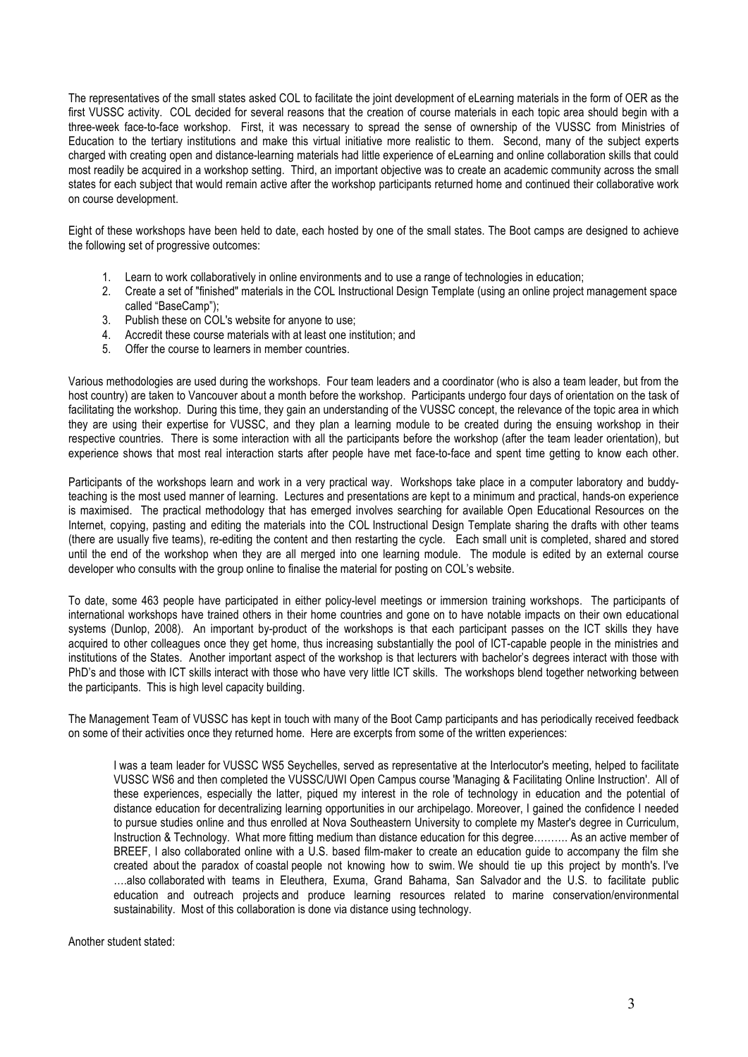The representatives of the small states asked COL to facilitate the joint development of eLearning materials in the form of OER as the first VUSSC activity. COL decided for several reasons that the creation of course materials in each topic area should begin with a three-week face-to-face workshop. First, it was necessary to spread the sense of ownership of the VUSSC from Ministries of Education to the tertiary institutions and make this virtual initiative more realistic to them. Second, many of the subject experts charged with creating open and distance-learning materials had little experience of eLearning and online collaboration skills that could most readily be acquired in a workshop setting. Third, an important objective was to create an academic community across the small states for each subject that would remain active after the workshop participants returned home and continued their collaborative work on course development.

Eight of these workshops have been held to date, each hosted by one of the small states. The Boot camps are designed to achieve the following set of progressive outcomes:

1. Learn to work collaboratively in online environments and to use a range of technologies in education;
2. Create a set of "finished" materials in the COL Instructional Design Template (using an online project management space called "BaseCamp");
3. Publish these on COL's website for anyone to use;
4. Accredit these course materials with at least one institution; and
5. Offer the course to learners in member countries.

Various methodologies are used during the workshops. Four team leaders and a coordinator (who is also a team leader, but from the host country) are taken to Vancouver about a month before the workshop. Participants undergo four days of orientation on the task of facilitating the workshop. During this time, they gain an understanding of the VUSSC concept, the relevance of the topic area in which they are using their expertise for VUSSC, and they plan a learning module to be created during the ensuing workshop in their respective countries. There is some interaction with all the participants before the workshop (after the team leader orientation), but experience shows that most real interaction starts after people have met face-to-face and spent time getting to know each other.

Participants of the workshops learn and work in a very practical way. Workshops take place in a computer laboratory and buddy-teaching is the most used manner of learning. Lectures and presentations are kept to a minimum and practical, hands-on experience is maximised. The practical methodology that has emerged involves searching for available Open Educational Resources on the Internet, copying, pasting and editing the materials into the COL Instructional Design Template sharing the drafts with other teams (there are usually five teams), re-editing the content and then restarting the cycle. Each small unit is completed, shared and stored until the end of the workshop when they are all merged into one learning module. The module is edited by an external course developer who consults with the group online to finalise the material for posting on COL's website.

To date, some 463 people have participated in either policy-level meetings or immersion training workshops. The participants of international workshops have trained others in their home countries and gone on to have notable impacts on their own educational systems (Dunlop, 2008). An important by-product of the workshops is that each participant passes on the ICT skills they have acquired to other colleagues once they get home, thus increasing substantially the pool of ICT-capable people in the ministries and institutions of the States. Another important aspect of the workshop is that lecturers with bachelor's degrees interact with those with PhD's and those with ICT skills interact with those who have very little ICT skills. The workshops blend together networking between the participants. This is high level capacity building.

The Management Team of VUSSC has kept in touch with many of the Boot Camp participants and has periodically received feedback on some of their activities once they returned home. Here are excerpts from some of the written experiences:

> I was a team leader for VUSSC WS5 Seychelles, served as representative at the Interlocutor's meeting, helped to facilitate VUSSC WS6 and then completed the VUSSC/UWI Open Campus course 'Managing & Facilitating Online Instruction'. All of these experiences, especially the latter, piqued my interest in the role of technology in education and the potential of distance education for decentralizing learning opportunities in our archipelago. Moreover, I gained the confidence I needed to pursue studies online and thus enrolled at Nova Southeastern University to complete my Master's degree in Curriculum, Instruction & Technology. What more fitting medium than distance education for this degree………. As an active member of BREEF, I also collaborated online with a U.S. based film-maker to create an education guide to accompany the film she created about the paradox of coastal people not knowing how to swim. We should tie up this project by month's. I've ….also collaborated with teams in Eleuthera, Exuma, Grand Bahama, San Salvador and the U.S. to facilitate public education and outreach projects and produce learning resources related to marine conservation/environmental sustainability. Most of this collaboration is done via distance using technology.

Another student stated: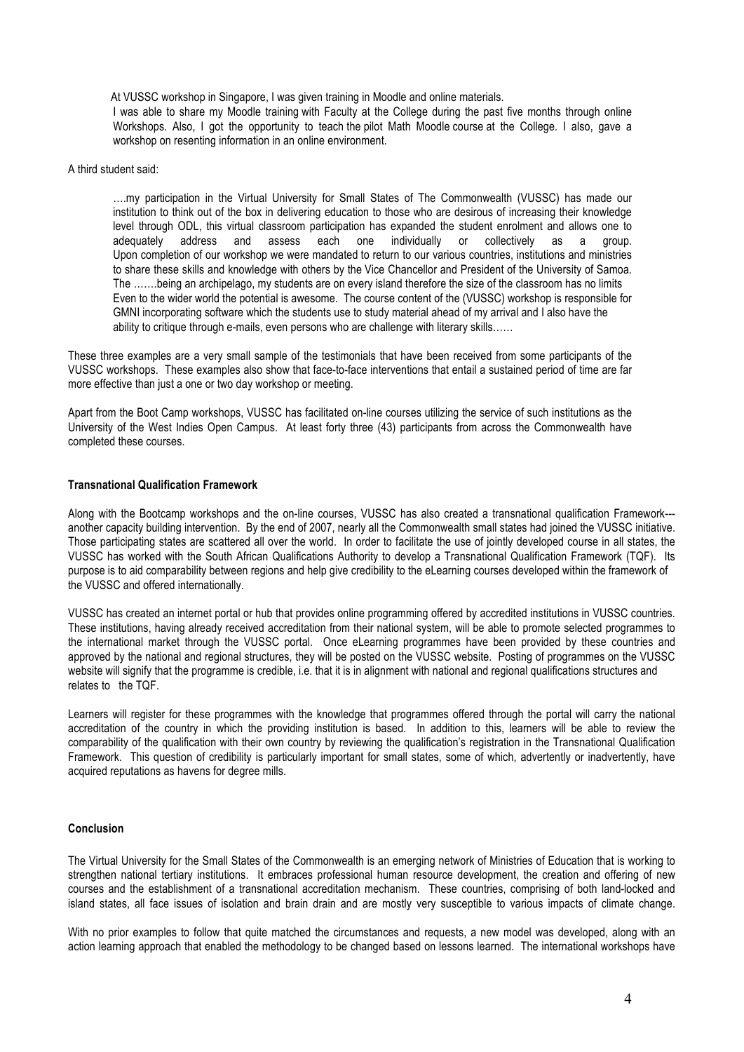> At VUSSC workshop in Singapore, I was given training in Moodle and online materials.
> I was able to share my Moodle training with Faculty at the College during the past five months through online Workshops. Also, I got the opportunity to teach the pilot Math Moodle course at the College. I also, gave a workshop on resenting information in an online environment.

A third student said:

> ….my participation in the Virtual University for Small States of The Commonwealth (VUSSC) has made our institution to think out of the box in delivering education to those who are desirous of increasing their knowledge level through ODL, this virtual classroom participation has expanded the student enrolment and allows one to adequately address and assess each one individually or collectively as a group. Upon completion of our workshop we were mandated to return to our various countries, institutions and ministries to share these skills and knowledge with others by the Vice Chancellor and President of the University of Samoa. The …….being an archipelago, my students are on every island therefore the size of the classroom has no limits Even to the wider world the potential is awesome. The course content of the (VUSSC) workshop is responsible for GMNI incorporating software which the students use to study material ahead of my arrival and I also have the ability to critique through e-mails, even persons who are challenge with literary skills……

These three examples are a very small sample of the testimonials that have been received from some participants of the VUSSC workshops. These examples also show that face-to-face interventions that entail a sustained period of time are far more effective than just a one or two day workshop or meeting.

Apart from the Boot Camp workshops, VUSSC has facilitated on-line courses utilizing the service of such institutions as the University of the West Indies Open Campus. At least forty three (43) participants from across the Commonwealth have completed these courses.

**Transnational Qualification Framework**

Along with the Bootcamp workshops and the on-line courses, VUSSC has also created a transnational qualification Framework---another capacity building intervention. By the end of 2007, nearly all the Commonwealth small states had joined the VUSSC initiative. Those participating states are scattered all over the world. In order to facilitate the use of jointly developed course in all states, the VUSSC has worked with the South African Qualifications Authority to develop a Transnational Qualification Framework (TQF). Its purpose is to aid comparability between regions and help give credibility to the eLearning courses developed within the framework of the VUSSC and offered internationally.

VUSSC has created an internet portal or hub that provides online programming offered by accredited institutions in VUSSC countries. These institutions, having already received accreditation from their national system, will be able to promote selected programmes to the international market through the VUSSC portal. Once eLearning programmes have been provided by these countries and approved by the national and regional structures, they will be posted on the VUSSC website. Posting of programmes on the VUSSC website will signify that the programme is credible, i.e. that it is in alignment with national and regional qualifications structures and relates to the TQF.

Learners will register for these programmes with the knowledge that programmes offered through the portal will carry the national accreditation of the country in which the providing institution is based. In addition to this, learners will be able to review the comparability of the qualification with their own country by reviewing the qualification's registration in the Transnational Qualification Framework. This question of credibility is particularly important for small states, some of which, advertently or inadvertently, have acquired reputations as havens for degree mills.

**Conclusion**

The Virtual University for the Small States of the Commonwealth is an emerging network of Ministries of Education that is working to strengthen national tertiary institutions. It embraces professional human resource development, the creation and offering of new courses and the establishment of a transnational accreditation mechanism. These countries, comprising of both land-locked and island states, all face issues of isolation and brain drain and are mostly very susceptible to various impacts of climate change.

With no prior examples to follow that quite matched the circumstances and requests, a new model was developed, along with an action learning approach that enabled the methodology to be changed based on lessons learned. The international workshops have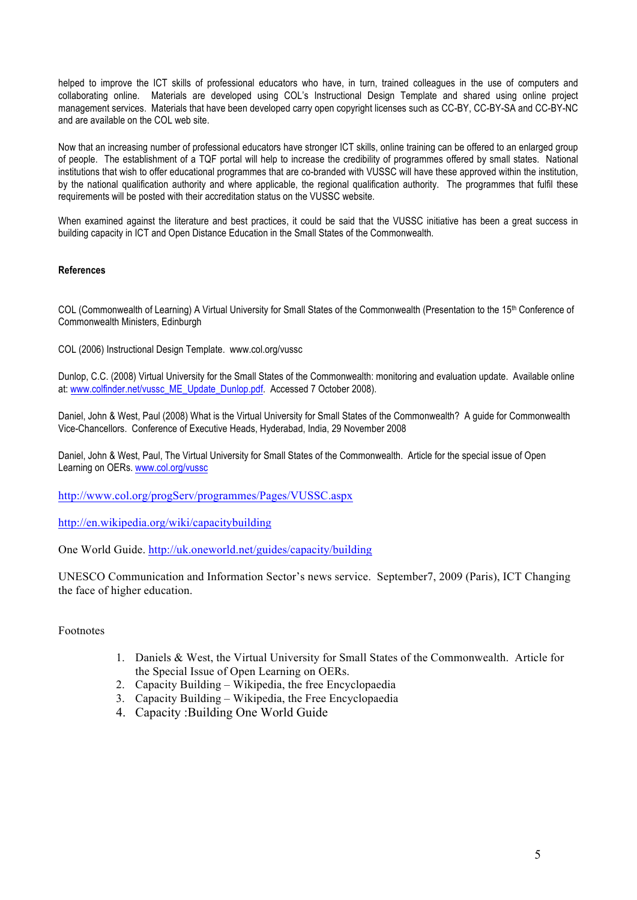helped to improve the ICT skills of professional educators who have, in turn, trained colleagues in the use of computers and collaborating online. Materials are developed using COL's Instructional Design Template and shared using online project management services. Materials that have been developed carry open copyright licenses such as CC-BY, CC-BY-SA and CC-BY-NC and are available on the COL web site.

Now that an increasing number of professional educators have stronger ICT skills, online training can be offered to an enlarged group of people. The establishment of a TQF portal will help to increase the credibility of programmes offered by small states. National institutions that wish to offer educational programmes that are co-branded with VUSSC will have these approved within the institution, by the national qualification authority and where applicable, the regional qualification authority. The programmes that fulfil these requirements will be posted with their accreditation status on the VUSSC website.

When examined against the literature and best practices, it could be said that the VUSSC initiative has been a great success in building capacity in ICT and Open Distance Education in the Small States of the Commonwealth.

**References**

COL (Commonwealth of Learning) A Virtual University for Small States of the Commonwealth (Presentation to the 15th Conference of Commonwealth Ministers, Edinburgh

COL (2006) Instructional Design Template. www.col.org/vussc

Dunlop, C.C. (2008) Virtual University for the Small States of the Commonwealth: monitoring and evaluation update. Available online at: www.colfinder.net/vussc_ME_Update_Dunlop.pdf. Accessed 7 October 2008).

Daniel, John & West, Paul (2008) What is the Virtual University for Small States of the Commonwealth? A guide for Commonwealth Vice-Chancellors. Conference of Executive Heads, Hyderabad, India, 29 November 2008

Daniel, John & West, Paul, The Virtual University for Small States of the Commonwealth. Article for the special issue of Open Learning on OERs. www.col.org/vussc

http://www.col.org/progServ/programmes/Pages/VUSSC.aspx

http://en.wikipedia.org/wiki/capacitybuilding

One World Guide. http://uk.oneworld.net/guides/capacity/building

UNESCO Communication and Information Sector's news service. September7, 2009 (Paris), ICT Changing the face of higher education.

Footnotes

1. Daniels & West, the Virtual University for Small States of the Commonwealth. Article for the Special Issue of Open Learning on OERs.
2. Capacity Building – Wikipedia, the free Encyclopaedia
3. Capacity Building – Wikipedia, the Free Encyclopaedia
4. Capacity :Building One World Guide